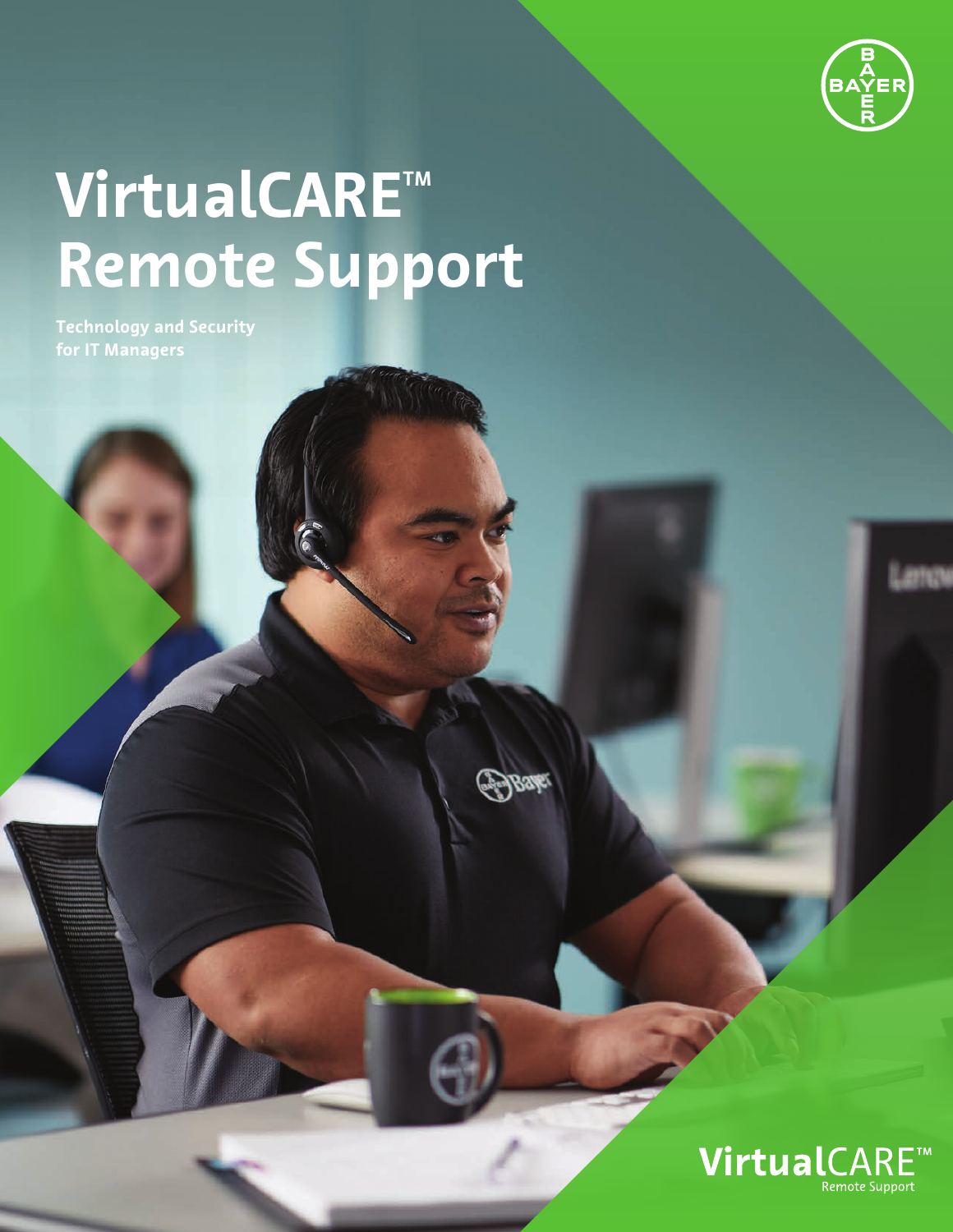# VirtualCARE™ Remote Support

**Technology and Security for IT Managers**

VirtualCARE™ Remote Support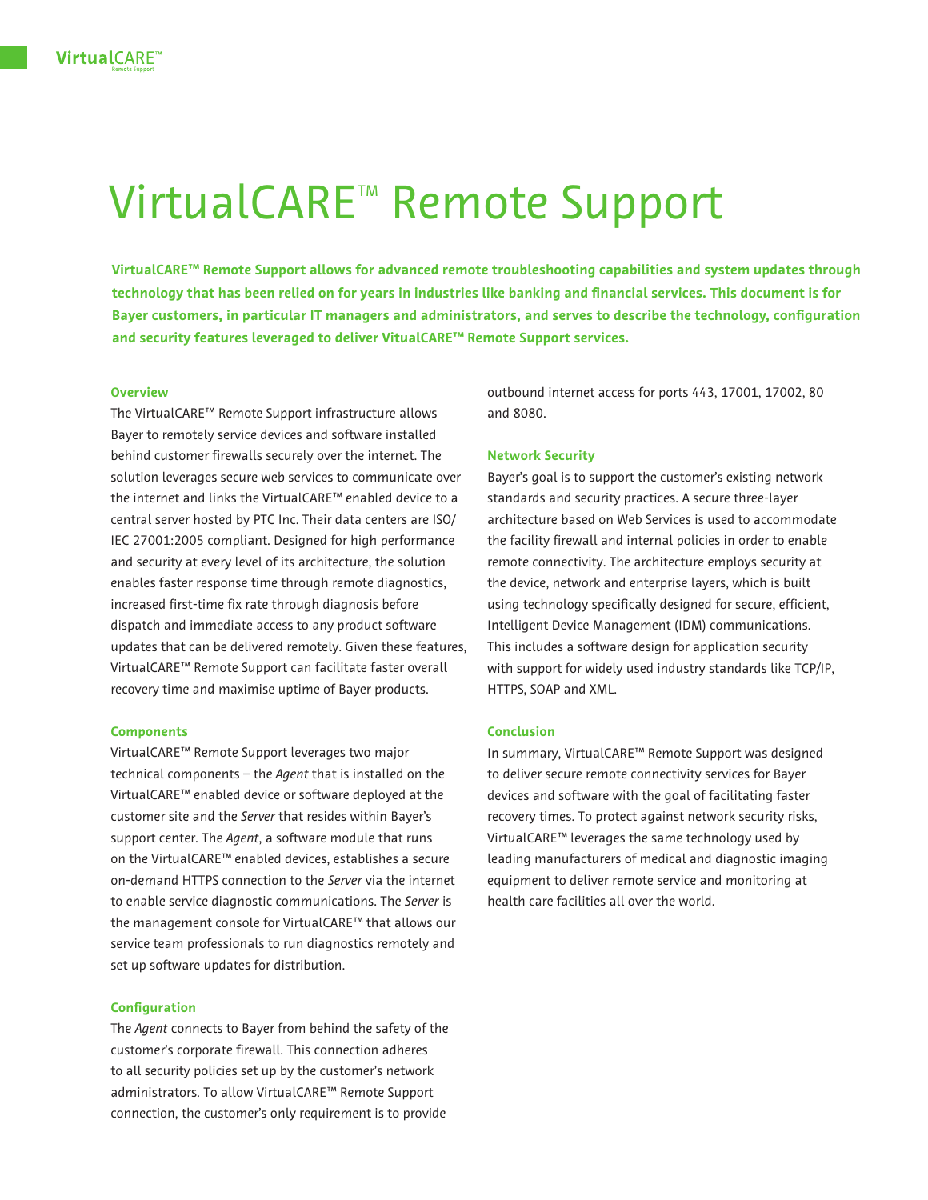# VirtualCARE™ Remote Support

**VirtualCARE™ Remote Support allows for advanced remote troubleshooting capabilities and system updates through technology that has been relied on for years in industries like banking and financial services. This document is for Bayer customers, in particular IT managers and administrators, and serves to describe the technology, configuration and security features leveraged to deliver VitualCARE™ Remote Support services.**

### Overview

The VirtualCARE™ Remote Support infrastructure allows Bayer to remotely service devices and software installed behind customer firewalls securely over the internet. The solution leverages secure web services to communicate over the internet and links the VirtualCARE™ enabled device to a central server hosted by PTC Inc. Their data centers are ISO/IEC 27001:2005 compliant. Designed for high performance and security at every level of its architecture, the solution enables faster response time through remote diagnostics, increased first-time fix rate through diagnosis before dispatch and immediate access to any product software updates that can be delivered remotely. Given these features, VirtualCARE™ Remote Support can facilitate faster overall recovery time and maximise uptime of Bayer products.

### Components

VirtualCARE™ Remote Support leverages two major technical components – the *Agent* that is installed on the VirtualCARE™ enabled device or software deployed at the customer site and the *Server* that resides within Bayer's support center. The *Agent*, a software module that runs on the VirtualCARE™ enabled devices, establishes a secure on-demand HTTPS connection to the *Server* via the internet to enable service diagnostic communications. The *Server* is the management console for VirtualCARE™ that allows our service team professionals to run diagnostics remotely and set up software updates for distribution.

### Configuration

The *Agent* connects to Bayer from behind the safety of the customer's corporate firewall. This connection adheres to all security policies set up by the customer's network administrators. To allow VirtualCARE™ Remote Support connection, the customer's only requirement is to provide outbound internet access for ports 443, 17001, 17002, 80 and 8080.

### Network Security

Bayer's goal is to support the customer's existing network standards and security practices. A secure three-layer architecture based on Web Services is used to accommodate the facility firewall and internal policies in order to enable remote connectivity. The architecture employs security at the device, network and enterprise layers, which is built using technology specifically designed for secure, efficient, Intelligent Device Management (IDM) communications. This includes a software design for application security with support for widely used industry standards like TCP/IP, HTTPS, SOAP and XML.

### Conclusion

In summary, VirtualCARE™ Remote Support was designed to deliver secure remote connectivity services for Bayer devices and software with the goal of facilitating faster recovery times. To protect against network security risks, VirtualCARE™ leverages the same technology used by leading manufacturers of medical and diagnostic imaging equipment to deliver remote service and monitoring at health care facilities all over the world.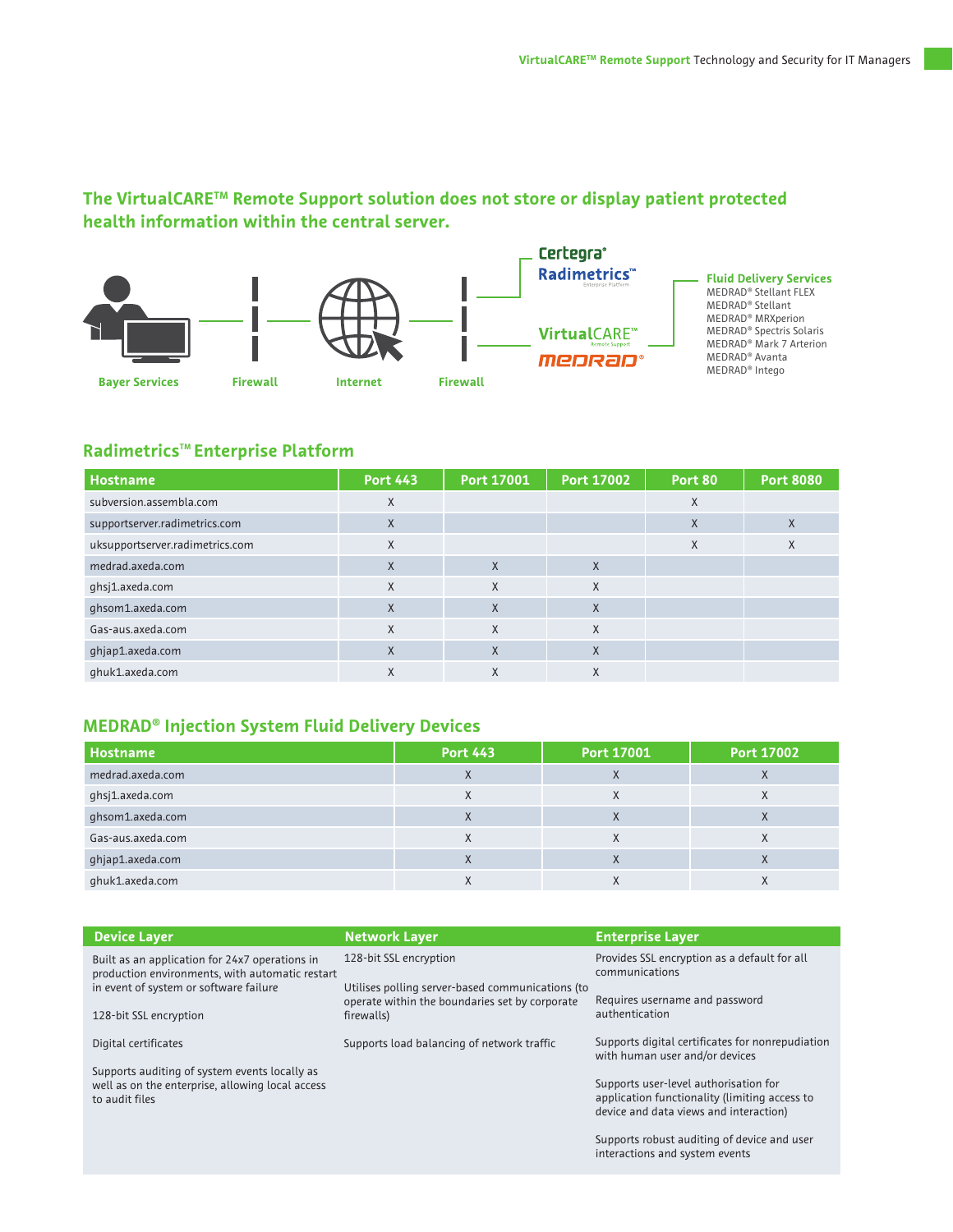## The VirtualCARE™ Remote Support solution does not store or display patient protected health information within the central server.

Bayer Services — Firewall — Internet — Firewall — Certegra® Radimetrics™ Enterprise Platform / VirtualCARE™ Remote Support MEDRAD®

**Fluid Delivery Services**
MEDRAD® Stellant FLEX
MEDRAD® Stellant
MEDRAD® MRXperion
MEDRAD® Spectris Solaris
MEDRAD® Mark 7 Arterion
MEDRAD® Avanta
MEDRAD® Intego

## Radimetrics™ Enterprise Platform

| Hostname | Port 443 | Port 17001 | Port 17002 | Port 80 | Port 8080 |
|---|---|---|---|---|---|
| subversion.assembla.com | X | | | X | |
| supportserver.radimetrics.com | X | | | X | X |
| uksupportserver.radimetrics.com | X | | | X | X |
| medrad.axeda.com | X | X | X | | |
| ghsj1.axeda.com | X | X | X | | |
| ghsom1.axeda.com | X | X | X | | |
| Gas-aus.axeda.com | X | X | X | | |
| ghjap1.axeda.com | X | X | X | | |
| ghuk1.axeda.com | X | X | X | | |

## MEDRAD® Injection System Fluid Delivery Devices

| Hostname | Port 443 | Port 17001 | Port 17002 |
|---|---|---|---|
| medrad.axeda.com | X | X | X |
| ghsj1.axeda.com | X | X | X |
| ghsom1.axeda.com | X | X | X |
| Gas-aus.axeda.com | X | X | X |
| ghjap1.axeda.com | X | X | X |
| ghuk1.axeda.com | X | X | X |

| Device Layer | Network Layer | Enterprise Layer |
|---|---|---|
| Built as an application for 24x7 operations in production environments, with automatic restart in event of system or software failure | 128-bit SSL encryption | Provides SSL encryption as a default for all communications |
| 128-bit SSL encryption | Utilises polling server-based communications (to operate within the boundaries set by corporate firewalls) | Requires username and password authentication |
| Digital certificates | Supports load balancing of network traffic | Supports digital certificates for nonrepudiation with human user and/or devices |
| Supports auditing of system events locally as well as on the enterprise, allowing local access to audit files | | Supports user-level authorisation for application functionality (limiting access to device and data views and interaction) |
| | | Supports robust auditing of device and user interactions and system events |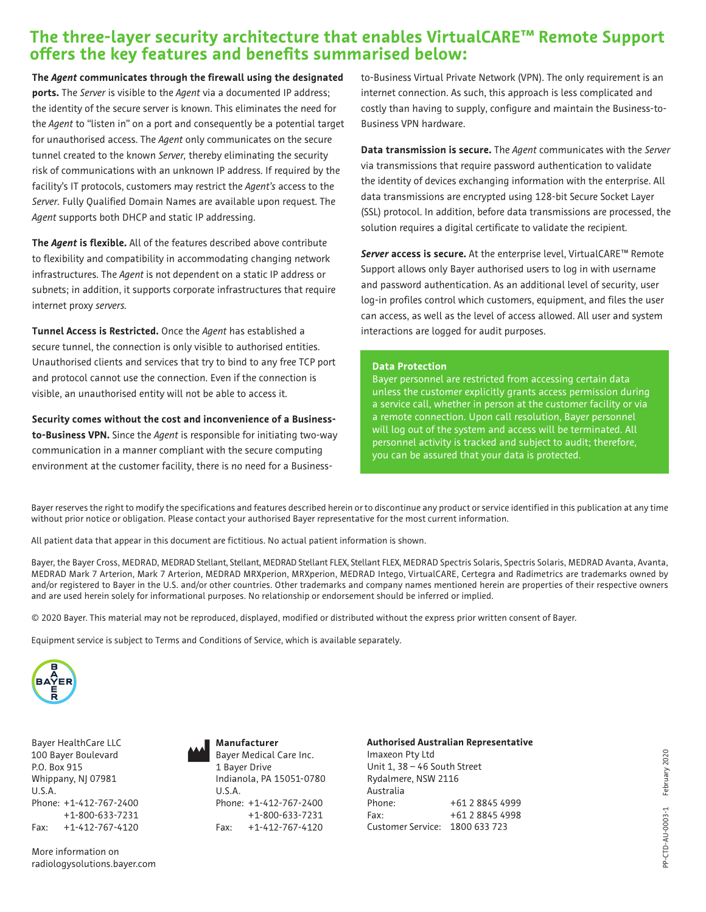## The three-layer security architecture that enables VirtualCARE™ Remote Support offers the key features and benefits summarised below:

**The *Agent* communicates through the firewall using the designated ports.** The *Server* is visible to the *Agent* via a documented IP address; the identity of the secure server is known. This eliminates the need for the *Agent* to "listen in" on a port and consequently be a potential target for unauthorised access. The *Agent* only communicates on the secure tunnel created to the known *Server,* thereby eliminating the security risk of communications with an unknown IP address. If required by the facility's IT protocols, customers may restrict the *Agent's* access to the *Server.* Fully Qualified Domain Names are available upon request. The *Agent* supports both DHCP and static IP addressing.

**The *Agent* is flexible.** All of the features described above contribute to flexibility and compatibility in accommodating changing network infrastructures. The *Agent* is not dependent on a static IP address or subnets; in addition, it supports corporate infrastructures that require internet proxy *servers.*

**Tunnel Access is Restricted.** Once the *Agent* has established a secure tunnel, the connection is only visible to authorised entities. Unauthorised clients and services that try to bind to any free TCP port and protocol cannot use the connection. Even if the connection is visible, an unauthorised entity will not be able to access it.

**Security comes without the cost and inconvenience of a Business-to-Business VPN.** Since the *Agent* is responsible for initiating two-way communication in a manner compliant with the secure computing environment at the customer facility, there is no need for a Business-to-Business Virtual Private Network (VPN). The only requirement is an internet connection. As such, this approach is less complicated and costly than having to supply, configure and maintain the Business-to-Business VPN hardware.

**Data transmission is secure.** The *Agent* communicates with the *Server* via transmissions that require password authentication to validate the identity of devices exchanging information with the enterprise. All data transmissions are encrypted using 128-bit Secure Socket Layer (SSL) protocol. In addition, before data transmissions are processed, the solution requires a digital certificate to validate the recipient.

***Server* access is secure.** At the enterprise level, VirtualCARE™ Remote Support allows only Bayer authorised users to log in with username and password authentication. As an additional level of security, user log-in profiles control which customers, equipment, and files the user can access, as well as the level of access allowed. All user and system interactions are logged for audit purposes.

**Data Protection**

Bayer personnel are restricted from accessing certain data unless the customer explicitly grants access permission during a service call, whether in person at the customer facility or via a remote connection. Upon call resolution, Bayer personnel will log out of the system and access will be terminated. All personnel activity is tracked and subject to audit; therefore, you can be assured that your data is protected.

Bayer reserves the right to modify the specifications and features described herein or to discontinue any product or service identified in this publication at any time without prior notice or obligation. Please contact your authorised Bayer representative for the most current information.

All patient data that appear in this document are fictitious. No actual patient information is shown.

Bayer, the Bayer Cross, MEDRAD, MEDRAD Stellant, Stellant, MEDRAD Stellant FLEX, Stellant FLEX, MEDRAD Spectris Solaris, Spectris Solaris, MEDRAD Avanta, Avanta, MEDRAD Mark 7 Arterion, Mark 7 Arterion, MEDRAD MRXperion, MRXperion, MEDRAD Intego, VirtualCARE, Certegra and Radimetrics are trademarks owned by and/or registered to Bayer in the U.S. and/or other countries. Other trademarks and company names mentioned herein are properties of their respective owners and are used herein solely for informational purposes. No relationship or endorsement should be inferred or implied.

© 2020 Bayer. This material may not be reproduced, displayed, modified or distributed without the express prior written consent of Bayer.

Equipment service is subject to Terms and Conditions of Service, which is available separately.

Bayer HealthCare LLC
100 Bayer Boulevard
P.O. Box 915
Whippany, NJ 07981
U.S.A.
Phone: +1-412-767-2400
+1-800-633-7231
Fax: +1-412-767-4120

More information on
radiologysolutions.bayer.com

**Manufacturer**
Bayer Medical Care Inc.
1 Bayer Drive
Indianola, PA 15051-0780
U.S.A.
Phone: +1-412-767-2400
+1-800-633-7231
Fax: +1-412-767-4120

**Authorised Australian Representative**
Imaxeon Pty Ltd
Unit 1, 38 – 46 South Street
Rydalmere, NSW 2116
Australia
Phone: +61 2 8845 4999
Fax: +61 2 8845 4998
Customer Service: 1800 633 723

PP-CTD-AU-0003-1 February 2020